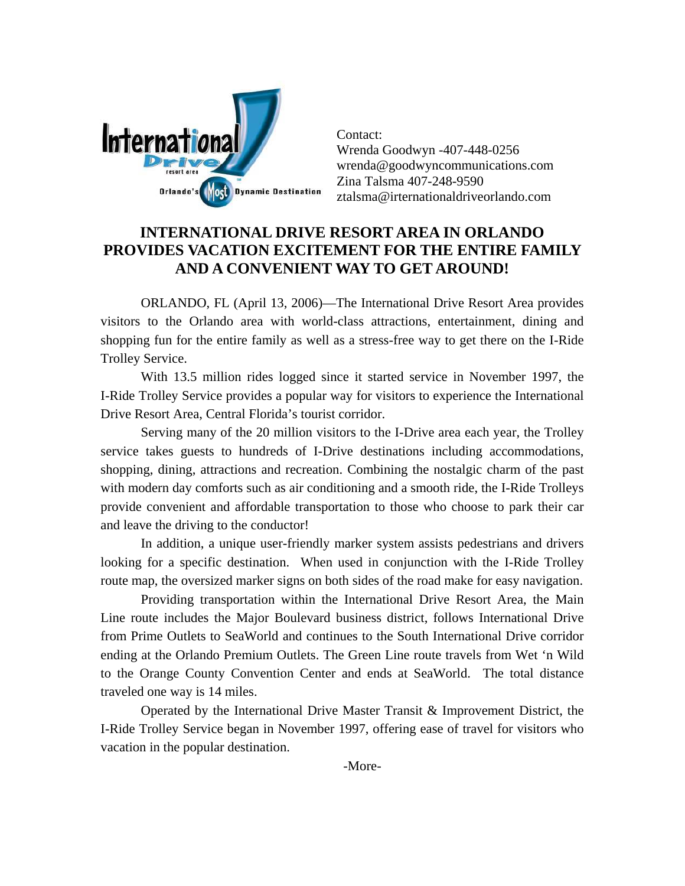International Drive resort area
Orlando's Most Dynamic Destination

Contact:
Wrenda Goodwyn -407-448-0256
wrenda@goodwyncommunications.com
Zina Talsma 407-248-9590
ztalsma@irternationaldriveorlando.com

# INTERNATIONAL DRIVE RESORT AREA IN ORLANDO PROVIDES VACATION EXCITEMENT FOR THE ENTIRE FAMILY AND A CONVENIENT WAY TO GET AROUND!

ORLANDO, FL (April 13, 2006)—The International Drive Resort Area provides visitors to the Orlando area with world-class attractions, entertainment, dining and shopping fun for the entire family as well as a stress-free way to get there on the I-Ride Trolley Service.

With 13.5 million rides logged since it started service in November 1997, the I-Ride Trolley Service provides a popular way for visitors to experience the International Drive Resort Area, Central Florida's tourist corridor.

Serving many of the 20 million visitors to the I-Drive area each year, the Trolley service takes guests to hundreds of I-Drive destinations including accommodations, shopping, dining, attractions and recreation. Combining the nostalgic charm of the past with modern day comforts such as air conditioning and a smooth ride, the I-Ride Trolleys provide convenient and affordable transportation to those who choose to park their car and leave the driving to the conductor!

In addition, a unique user-friendly marker system assists pedestrians and drivers looking for a specific destination. When used in conjunction with the I-Ride Trolley route map, the oversized marker signs on both sides of the road make for easy navigation.

Providing transportation within the International Drive Resort Area, the Main Line route includes the Major Boulevard business district, follows International Drive from Prime Outlets to SeaWorld and continues to the South International Drive corridor ending at the Orlando Premium Outlets. The Green Line route travels from Wet 'n Wild to the Orange County Convention Center and ends at SeaWorld. The total distance traveled one way is 14 miles.

Operated by the International Drive Master Transit & Improvement District, the I-Ride Trolley Service began in November 1997, offering ease of travel for visitors who vacation in the popular destination.

-More-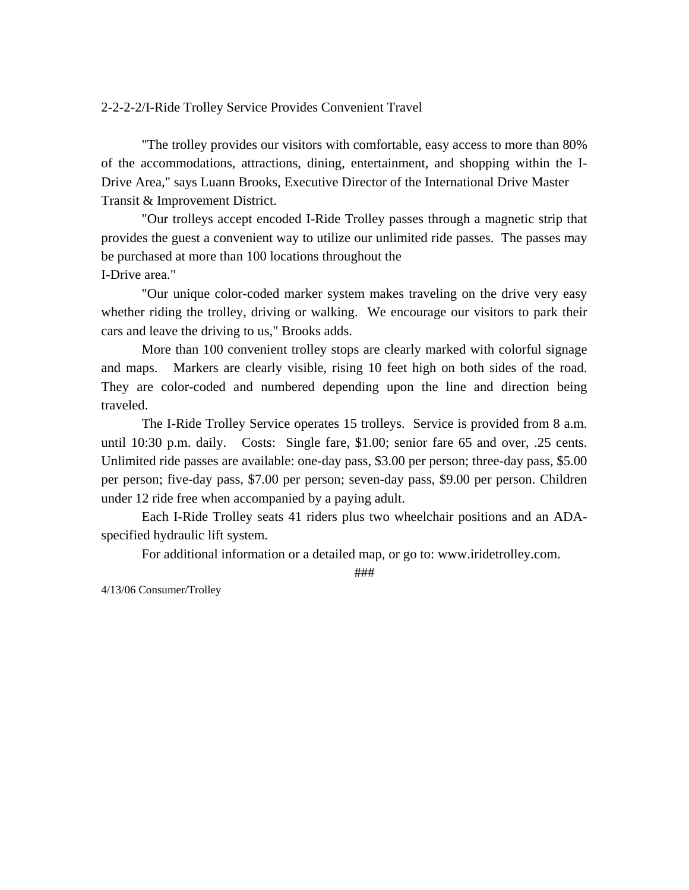2-2-2-2/I-Ride Trolley Service Provides Convenient Travel

"The trolley provides our visitors with comfortable, easy access to more than 80% of the accommodations, attractions, dining, entertainment, and shopping within the I-Drive Area," says Luann Brooks, Executive Director of the International Drive Master Transit & Improvement District.

"Our trolleys accept encoded I-Ride Trolley passes through a magnetic strip that provides the guest a convenient way to utilize our unlimited ride passes. The passes may be purchased at more than 100 locations throughout the I-Drive area."

"Our unique color-coded marker system makes traveling on the drive very easy whether riding the trolley, driving or walking. We encourage our visitors to park their cars and leave the driving to us," Brooks adds.

More than 100 convenient trolley stops are clearly marked with colorful signage and maps. Markers are clearly visible, rising 10 feet high on both sides of the road. They are color-coded and numbered depending upon the line and direction being traveled.

The I-Ride Trolley Service operates 15 trolleys. Service is provided from 8 a.m. until 10:30 p.m. daily. Costs: Single fare, $1.00; senior fare 65 and over, .25 cents. Unlimited ride passes are available: one-day pass, $3.00 per person; three-day pass, $5.00 per person; five-day pass, $7.00 per person; seven-day pass, $9.00 per person. Children under 12 ride free when accompanied by a paying adult.

Each I-Ride Trolley seats 41 riders plus two wheelchair positions and an ADA-specified hydraulic lift system.

For additional information or a detailed map, or go to: www.iridetrolley.com.

###

4/13/06 Consumer/Trolley